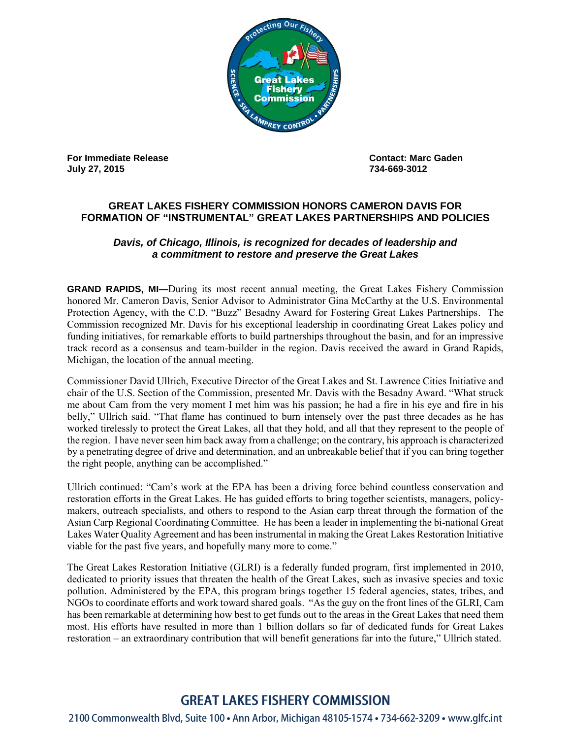**For Immediate Release**
**July 27, 2015**

**Contact: Marc Gaden**
**734-669-3012**

## GREAT LAKES FISHERY COMMISSION HONORS CAMERON DAVIS FOR FORMATION OF "INSTRUMENTAL" GREAT LAKES PARTNERSHIPS AND POLICIES

***Davis, of Chicago, Illinois, is recognized for decades of leadership and a commitment to restore and preserve the Great Lakes***

**GRAND RAPIDS, MI—**During its most recent annual meeting, the Great Lakes Fishery Commission honored Mr. Cameron Davis, Senior Advisor to Administrator Gina McCarthy at the U.S. Environmental Protection Agency, with the C.D. "Buzz" Besadny Award for Fostering Great Lakes Partnerships. The Commission recognized Mr. Davis for his exceptional leadership in coordinating Great Lakes policy and funding initiatives, for remarkable efforts to build partnerships throughout the basin, and for an impressive track record as a consensus and team-builder in the region. Davis received the award in Grand Rapids, Michigan, the location of the annual meeting.

Commissioner David Ullrich, Executive Director of the Great Lakes and St. Lawrence Cities Initiative and chair of the U.S. Section of the Commission, presented Mr. Davis with the Besadny Award. "What struck me about Cam from the very moment I met him was his passion; he had a fire in his eye and fire in his belly," Ullrich said. "That flame has continued to burn intensely over the past three decades as he has worked tirelessly to protect the Great Lakes, all that they hold, and all that they represent to the people of the region. I have never seen him back away from a challenge; on the contrary, his approach is characterized by a penetrating degree of drive and determination, and an unbreakable belief that if you can bring together the right people, anything can be accomplished."

Ullrich continued: "Cam's work at the EPA has been a driving force behind countless conservation and restoration efforts in the Great Lakes. He has guided efforts to bring together scientists, managers, policy-makers, outreach specialists, and others to respond to the Asian carp threat through the formation of the Asian Carp Regional Coordinating Committee. He has been a leader in implementing the bi-national Great Lakes Water Quality Agreement and has been instrumental in making the Great Lakes Restoration Initiative viable for the past five years, and hopefully many more to come."

The Great Lakes Restoration Initiative (GLRI) is a federally funded program, first implemented in 2010, dedicated to priority issues that threaten the health of the Great Lakes, such as invasive species and toxic pollution. Administered by the EPA, this program brings together 15 federal agencies, states, tribes, and NGOs to coordinate efforts and work toward shared goals. "As the guy on the front lines of the GLRI, Cam has been remarkable at determining how best to get funds out to the areas in the Great Lakes that need them most. His efforts have resulted in more than 1 billion dollars so far of dedicated funds for Great Lakes restoration – an extraordinary contribution that will benefit generations far into the future," Ullrich stated.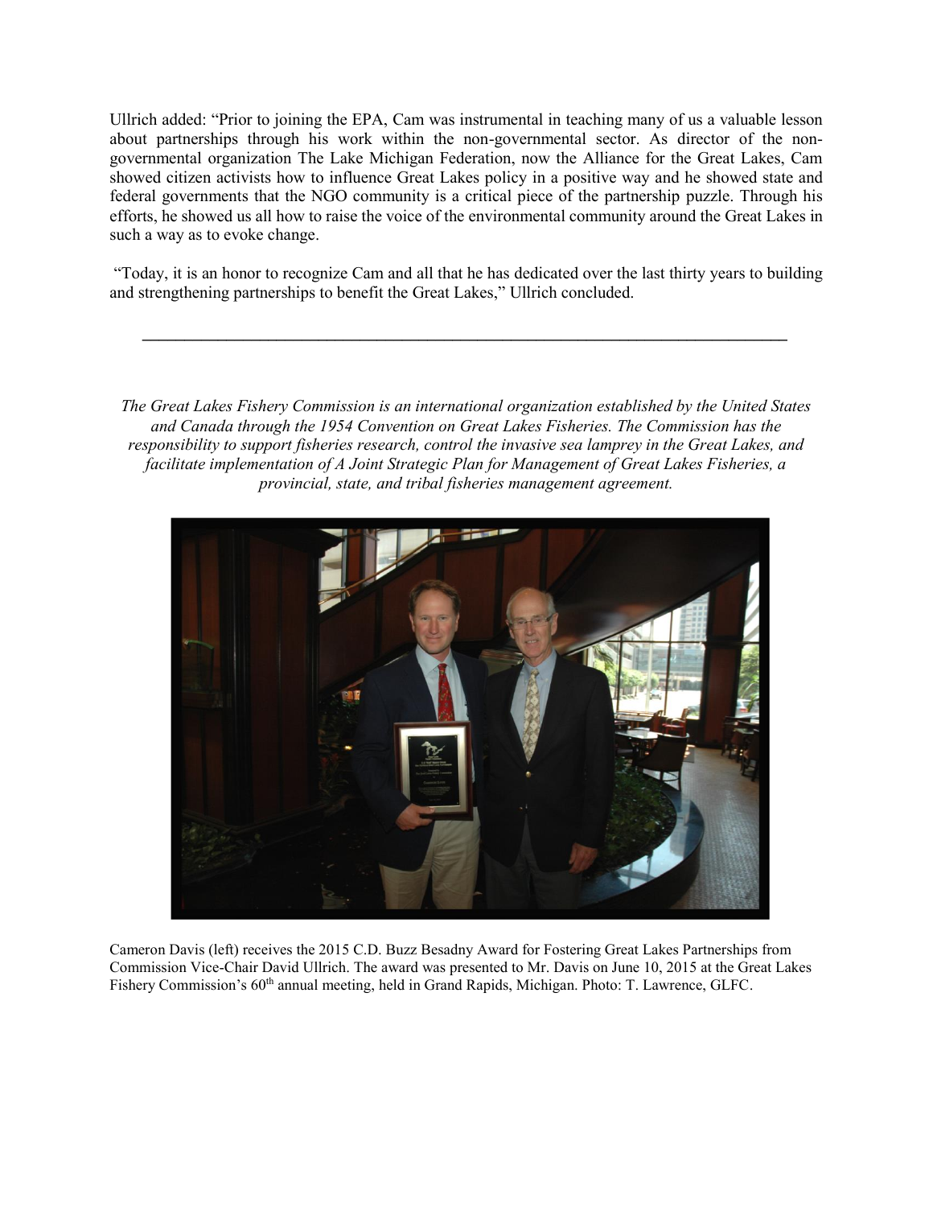Ullrich added: "Prior to joining the EPA, Cam was instrumental in teaching many of us a valuable lesson about partnerships through his work within the non-governmental sector. As director of the non-governmental organization The Lake Michigan Federation, now the Alliance for the Great Lakes, Cam showed citizen activists how to influence Great Lakes policy in a positive way and he showed state and federal governments that the NGO community is a critical piece of the partnership puzzle. Through his efforts, he showed us all how to raise the voice of the environmental community around the Great Lakes in such a way as to evoke change.

"Today, it is an honor to recognize Cam and all that he has dedicated over the last thirty years to building and strengthening partnerships to benefit the Great Lakes," Ullrich concluded.

---

*The Great Lakes Fishery Commission is an international organization established by the United States and Canada through the 1954 Convention on Great Lakes Fisheries. The Commission has the responsibility to support fisheries research, control the invasive sea lamprey in the Great Lakes, and facilitate implementation of A Joint Strategic Plan for Management of Great Lakes Fisheries, a provincial, state, and tribal fisheries management agreement.*

Cameron Davis (left) receives the 2015 C.D. Buzz Besadny Award for Fostering Great Lakes Partnerships from Commission Vice-Chair David Ullrich. The award was presented to Mr. Davis on June 10, 2015 at the Great Lakes Fishery Commission's 60th annual meeting, held in Grand Rapids, Michigan. Photo: T. Lawrence, GLFC.